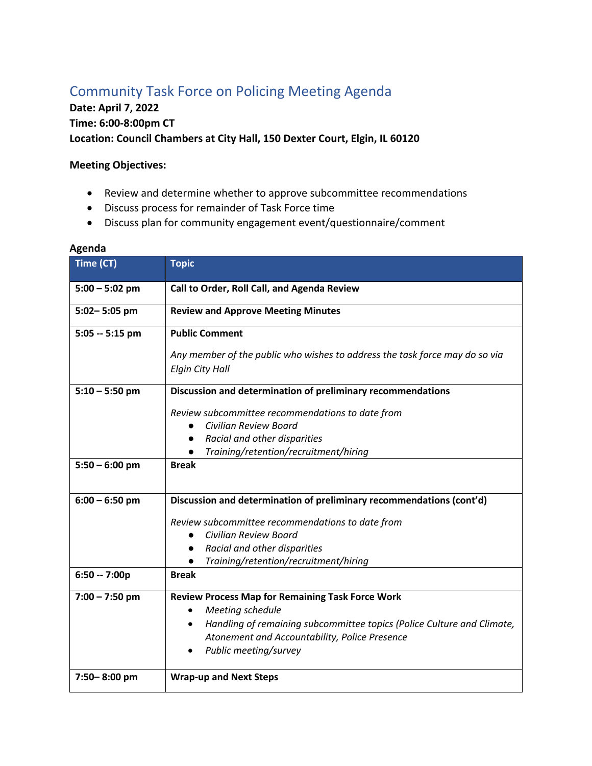# Community Task Force on Policing Meeting Agenda

**Date: April 7, 2022**
**Time: 6:00-8:00pm CT**
**Location: Council Chambers at City Hall, 150 Dexter Court, Elgin, IL 60120**

**Meeting Objectives:**

- Review and determine whether to approve subcommittee recommendations
- Discuss process for remainder of Task Force time
- Discuss plan for community engagement event/questionnaire/comment

**Agenda**

| Time (CT) | Topic |
|---|---|
| **5:00 – 5:02 pm** | **Call to Order, Roll Call, and Agenda Review** |
| **5:02– 5:05 pm** | **Review and Approve Meeting Minutes** |
| **5:05 -- 5:15 pm** | **Public Comment**<br><br>*Any member of the public who wishes to address the task force may do so via Elgin City Hall* |
| **5:10 – 5:50 pm** | **Discussion and determination of preliminary recommendations**<br><br>*Review subcommittee recommendations to date from*<br>● *Civilian Review Board*<br>● *Racial and other disparities*<br>● *Training/retention/recruitment/hiring* |
| **5:50 – 6:00 pm** | **Break** |
| **6:00 – 6:50 pm** | **Discussion and determination of preliminary recommendations (cont'd)**<br><br>*Review subcommittee recommendations to date from*<br>● *Civilian Review Board*<br>● *Racial and other disparities*<br>● *Training/retention/recruitment/hiring* |
| **6:50 -- 7:00p** | **Break** |
| **7:00 – 7:50 pm** | **Review Process Map for Remaining Task Force Work**<br>• *Meeting schedule*<br>• *Handling of remaining subcommittee topics (Police Culture and Climate, Atonement and Accountability, Police Presence*<br>• *Public meeting/survey* |
| **7:50– 8:00 pm** | **Wrap-up and Next Steps** |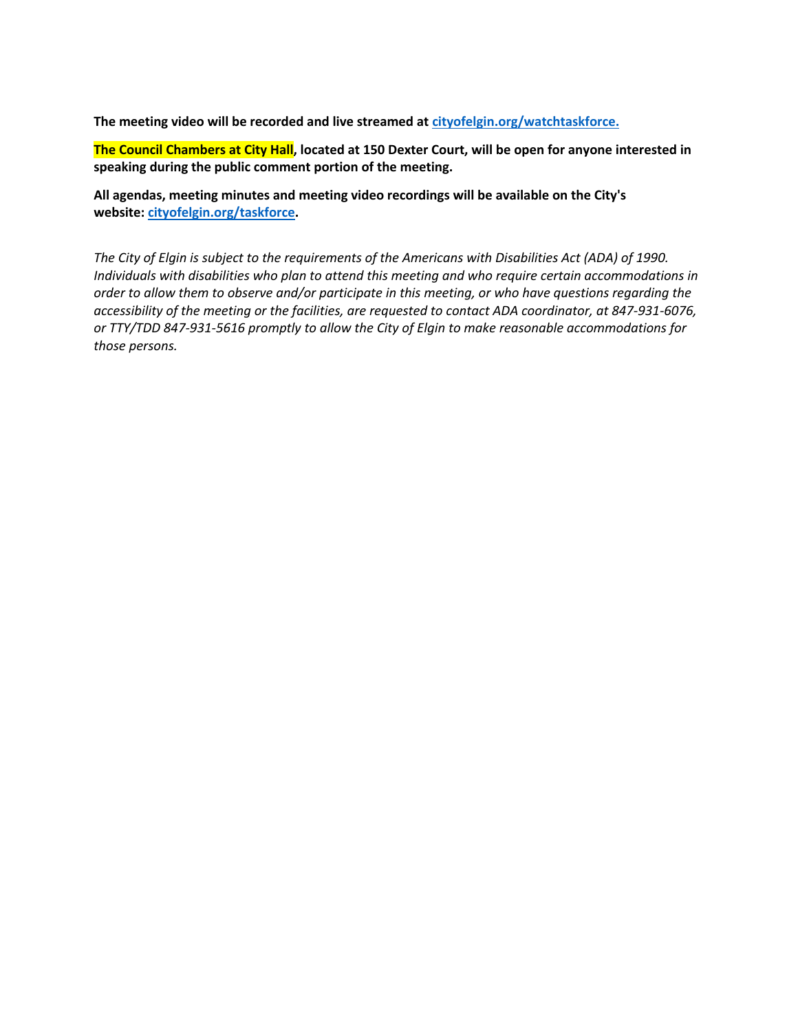**The meeting video will be recorded and live streamed at [cityofelgin.org/watchtaskforce.](cityofelgin.org/watchtaskforce)**

**The Council Chambers at City Hall, located at 150 Dexter Court, will be open for anyone interested in speaking during the public comment portion of the meeting.**

**All agendas, meeting minutes and meeting video recordings will be available on the City's website: [cityofelgin.org/taskforce](cityofelgin.org/taskforce).**

*The City of Elgin is subject to the requirements of the Americans with Disabilities Act (ADA) of 1990. Individuals with disabilities who plan to attend this meeting and who require certain accommodations in order to allow them to observe and/or participate in this meeting, or who have questions regarding the accessibility of the meeting or the facilities, are requested to contact ADA coordinator, at 847-931-6076, or TTY/TDD 847-931-5616 promptly to allow the City of Elgin to make reasonable accommodations for those persons.*